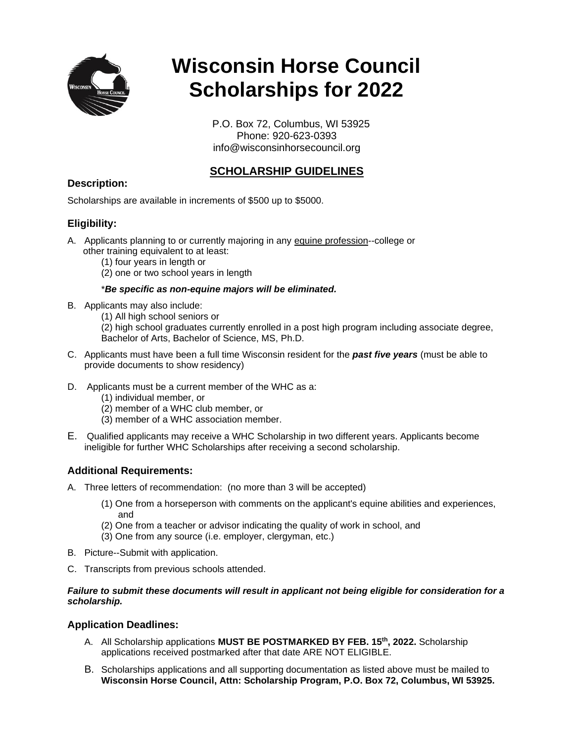# Wisconsin Horse Council Scholarships for 2022

P.O. Box 72, Columbus, WI 53925
Phone: 920-623-0393
info@wisconsinhorsecouncil.org

## SCHOLARSHIP GUIDELINES

### Description:

Scholarships are available in increments of $500 up to $5000.

### Eligibility:

A. Applicants planning to or currently majoring in any equine profession--college or other training equivalent to at least:
   (1) four years in length or
   (2) one or two school years in length

   **\*Be specific as non-equine majors will be eliminated.**

B. Applicants may also include:
   (1) All high school seniors or
   (2) high school graduates currently enrolled in a post high program including associate degree, Bachelor of Arts, Bachelor of Science, MS, Ph.D.

C. Applicants must have been a full time Wisconsin resident for the ***past five years*** (must be able to provide documents to show residency)

D. Applicants must be a current member of the WHC as a:
   (1) individual member, or
   (2) member of a WHC club member, or
   (3) member of a WHC association member.

E. Qualified applicants may receive a WHC Scholarship in two different years. Applicants become ineligible for further WHC Scholarships after receiving a second scholarship.

### Additional Requirements:

A. Three letters of recommendation: (no more than 3 will be accepted)
   (1) One from a horseperson with comments on the applicant's equine abilities and experiences, and
   (2) One from a teacher or advisor indicating the quality of work in school, and
   (3) One from any source (i.e. employer, clergyman, etc.)

B. Picture--Submit with application.

C. Transcripts from previous schools attended.

***Failure to submit these documents will result in applicant not being eligible for consideration for a scholarship.***

### Application Deadlines:

A. All Scholarship applications **MUST BE POSTMARKED BY FEB. 15th, 2022.** Scholarship applications received postmarked after that date ARE NOT ELIGIBLE.

B. Scholarships applications and all supporting documentation as listed above must be mailed to **Wisconsin Horse Council, Attn: Scholarship Program, P.O. Box 72, Columbus, WI 53925.**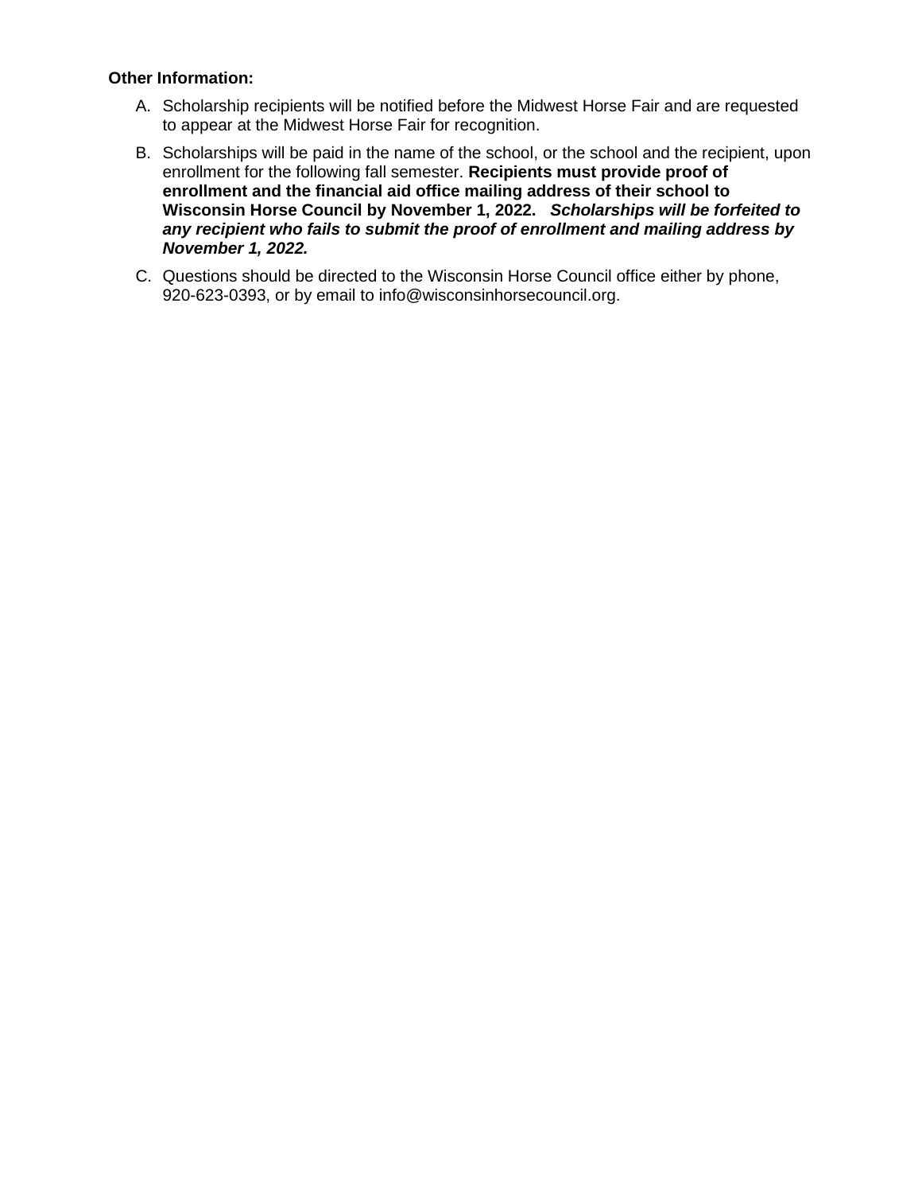**Other Information:**

A. Scholarship recipients will be notified before the Midwest Horse Fair and are requested to appear at the Midwest Horse Fair for recognition.

B. Scholarships will be paid in the name of the school, or the school and the recipient, upon enrollment for the following fall semester. **Recipients must provide proof of enrollment and the financial aid office mailing address of their school to Wisconsin Horse Council by November 1, 2022.** ***Scholarships will be forfeited to any recipient who fails to submit the proof of enrollment and mailing address by November 1, 2022.***

C. Questions should be directed to the Wisconsin Horse Council office either by phone, 920-623-0393, or by email to info@wisconsinhorsecouncil.org.